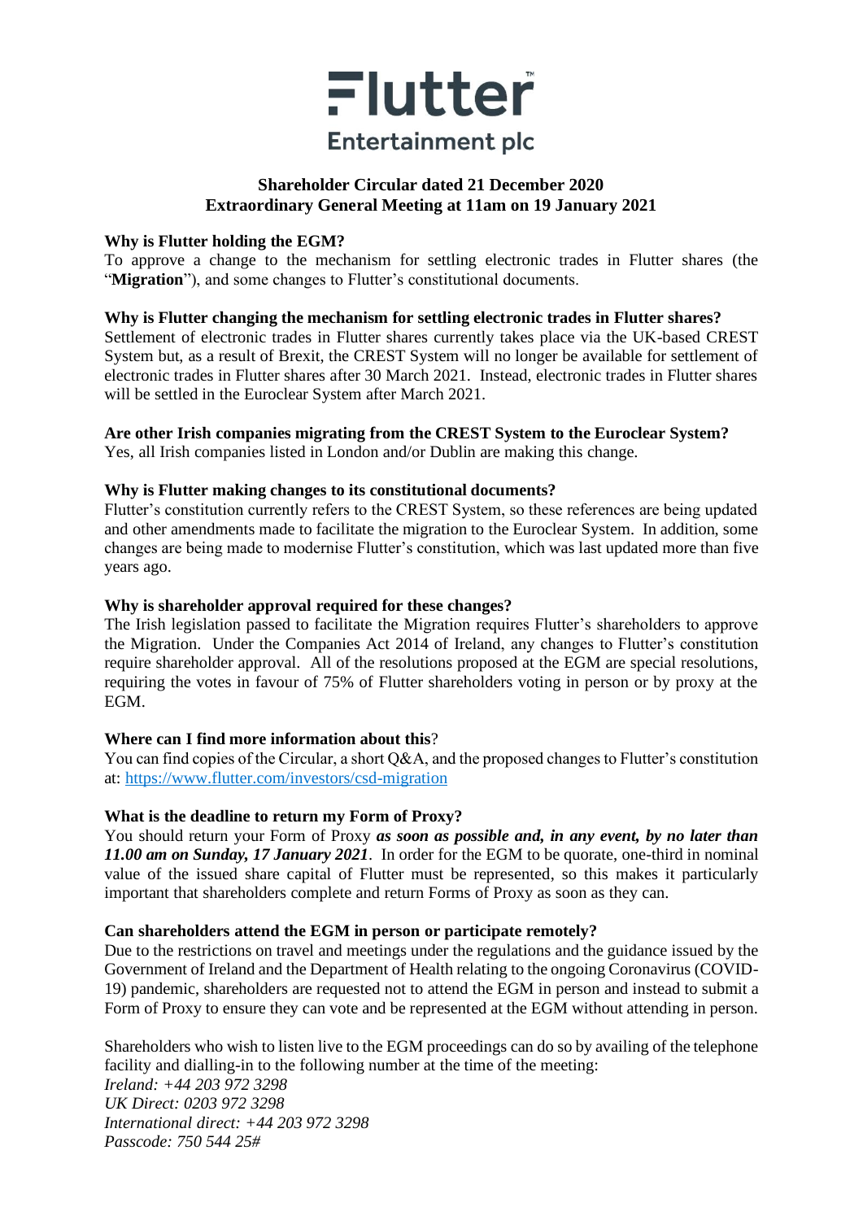# Flutter Entertainment plc

**Shareholder Circular dated 21 December 2020**
**Extraordinary General Meeting at 11am on 19 January 2021**

**Why is Flutter holding the EGM?**
To approve a change to the mechanism for settling electronic trades in Flutter shares (the "**Migration**"), and some changes to Flutter's constitutional documents.

**Why is Flutter changing the mechanism for settling electronic trades in Flutter shares?**
Settlement of electronic trades in Flutter shares currently takes place via the UK-based CREST System but, as a result of Brexit, the CREST System will no longer be available for settlement of electronic trades in Flutter shares after 30 March 2021. Instead, electronic trades in Flutter shares will be settled in the Euroclear System after March 2021.

**Are other Irish companies migrating from the CREST System to the Euroclear System?**
Yes, all Irish companies listed in London and/or Dublin are making this change.

**Why is Flutter making changes to its constitutional documents?**
Flutter's constitution currently refers to the CREST System, so these references are being updated and other amendments made to facilitate the migration to the Euroclear System. In addition, some changes are being made to modernise Flutter's constitution, which was last updated more than five years ago.

**Why is shareholder approval required for these changes?**
The Irish legislation passed to facilitate the Migration requires Flutter's shareholders to approve the Migration. Under the Companies Act 2014 of Ireland, any changes to Flutter's constitution require shareholder approval. All of the resolutions proposed at the EGM are special resolutions, requiring the votes in favour of 75% of Flutter shareholders voting in person or by proxy at the EGM.

**Where can I find more information about this**?
You can find copies of the Circular, a short Q&A, and the proposed changes to Flutter's constitution at: https://www.flutter.com/investors/csd-migration

**What is the deadline to return my Form of Proxy?**
You should return your Form of Proxy ***as soon as possible and, in any event, by no later than 11.00 am on Sunday, 17 January 2021***. In order for the EGM to be quorate, one-third in nominal value of the issued share capital of Flutter must be represented, so this makes it particularly important that shareholders complete and return Forms of Proxy as soon as they can.

**Can shareholders attend the EGM in person or participate remotely?**
Due to the restrictions on travel and meetings under the regulations and the guidance issued by the Government of Ireland and the Department of Health relating to the ongoing Coronavirus (COVID-19) pandemic, shareholders are requested not to attend the EGM in person and instead to submit a Form of Proxy to ensure they can vote and be represented at the EGM without attending in person.

Shareholders who wish to listen live to the EGM proceedings can do so by availing of the telephone facility and dialling-in to the following number at the time of the meeting:
*Ireland: +44 203 972 3298*
*UK Direct: 0203 972 3298*
*International direct: +44 203 972 3298*
*Passcode: 750 544 25#*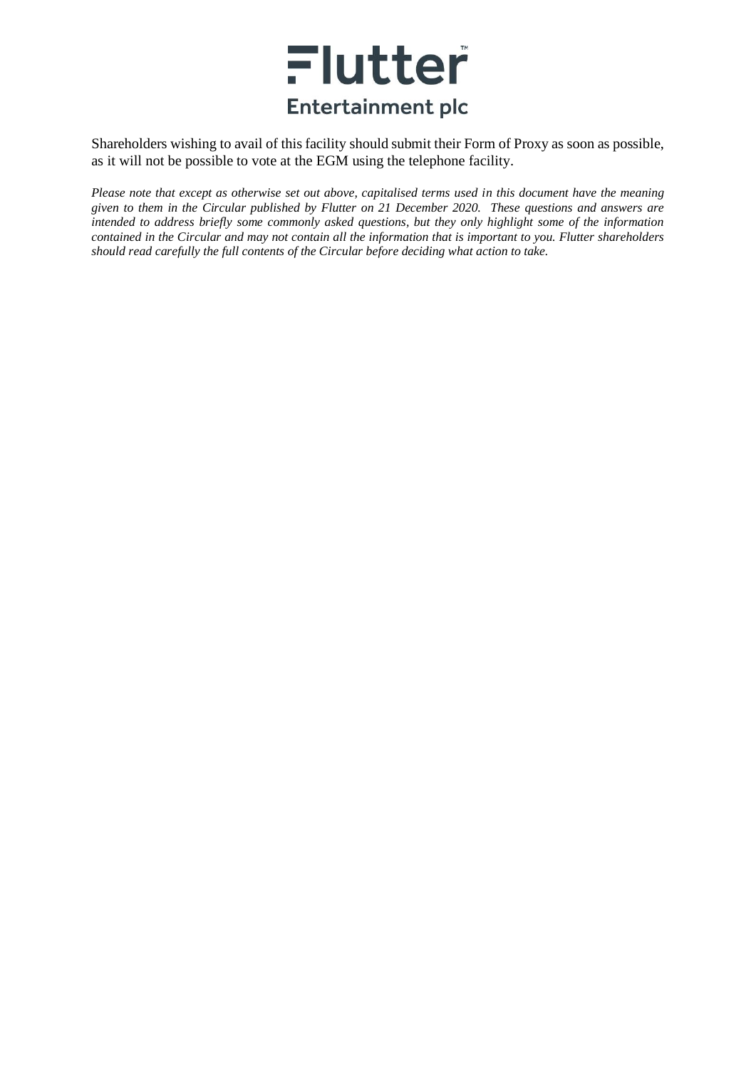Shareholders wishing to avail of this facility should submit their Form of Proxy as soon as possible, as it will not be possible to vote at the EGM using the telephone facility.

*Please note that except as otherwise set out above, capitalised terms used in this document have the meaning given to them in the Circular published by Flutter on 21 December 2020. These questions and answers are intended to address briefly some commonly asked questions, but they only highlight some of the information contained in the Circular and may not contain all the information that is important to you. Flutter shareholders should read carefully the full contents of the Circular before deciding what action to take.*